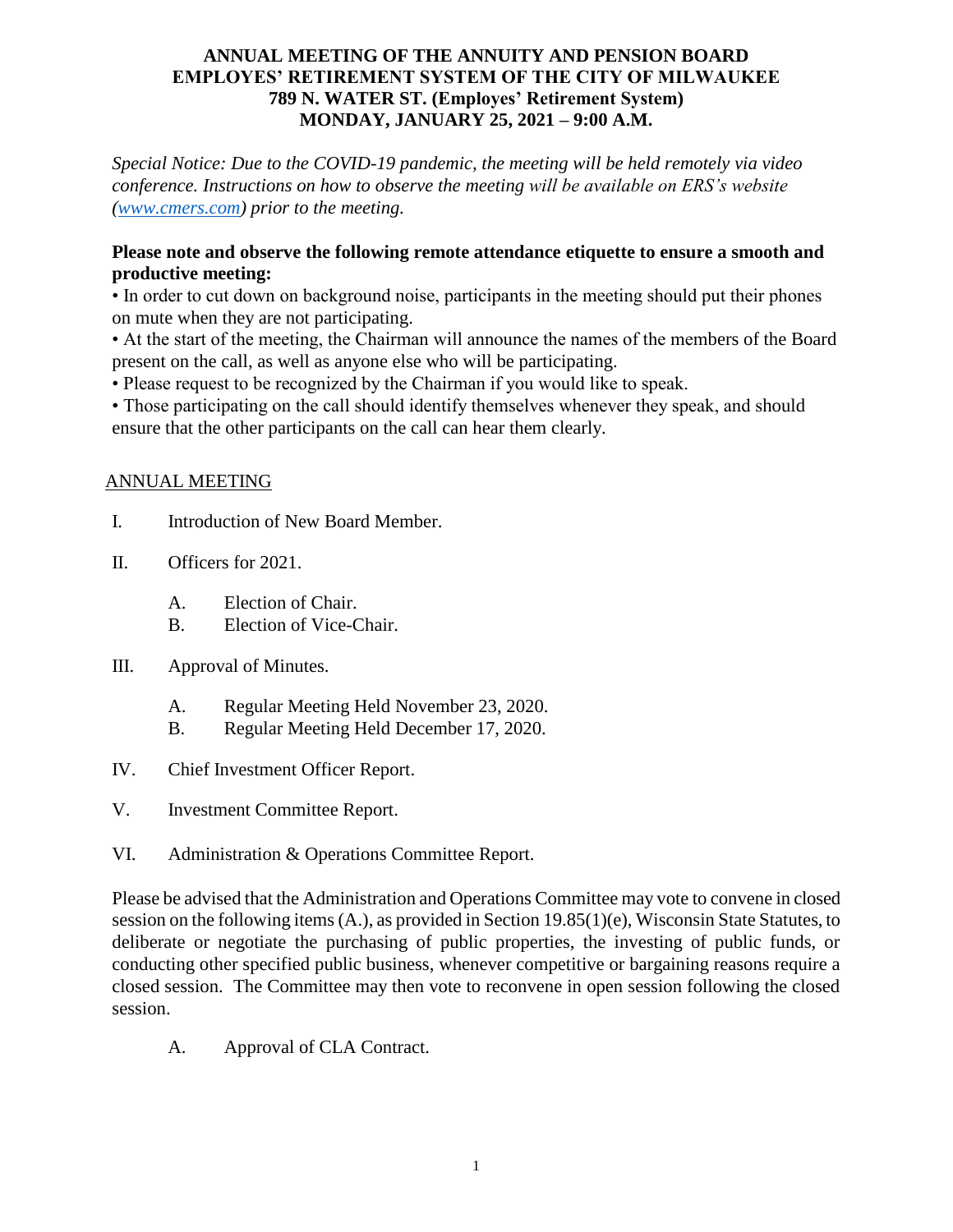# ANNUAL MEETING OF THE ANNUITY AND PENSION BOARD EMPLOYES' RETIREMENT SYSTEM OF THE CITY OF MILWAUKEE 789 N. WATER ST. (Employes' Retirement System) MONDAY, JANUARY 25, 2021 – 9:00 A.M.

*Special Notice: Due to the COVID-19 pandemic, the meeting will be held remotely via video conference. Instructions on how to observe the meeting will be available on ERS's website ([www.cmers.com](http://www.cmers.com)) prior to the meeting.*

**Please note and observe the following remote attendance etiquette to ensure a smooth and productive meeting:**

- In order to cut down on background noise, participants in the meeting should put their phones on mute when they are not participating.
- At the start of the meeting, the Chairman will announce the names of the members of the Board present on the call, as well as anyone else who will be participating.
- Please request to be recognized by the Chairman if you would like to speak.
- Those participating on the call should identify themselves whenever they speak, and should ensure that the other participants on the call can hear them clearly.

## ANNUAL MEETING

I. Introduction of New Board Member.

II. Officers for 2021.

  A. Election of Chair.
  B. Election of Vice-Chair.

III. Approval of Minutes.

  A. Regular Meeting Held November 23, 2020.
  B. Regular Meeting Held December 17, 2020.

IV. Chief Investment Officer Report.

V. Investment Committee Report.

VI. Administration & Operations Committee Report.

Please be advised that the Administration and Operations Committee may vote to convene in closed session on the following items (A.), as provided in Section 19.85(1)(e), Wisconsin State Statutes, to deliberate or negotiate the purchasing of public properties, the investing of public funds, or conducting other specified public business, whenever competitive or bargaining reasons require a closed session. The Committee may then vote to reconvene in open session following the closed session.

  A. Approval of CLA Contract.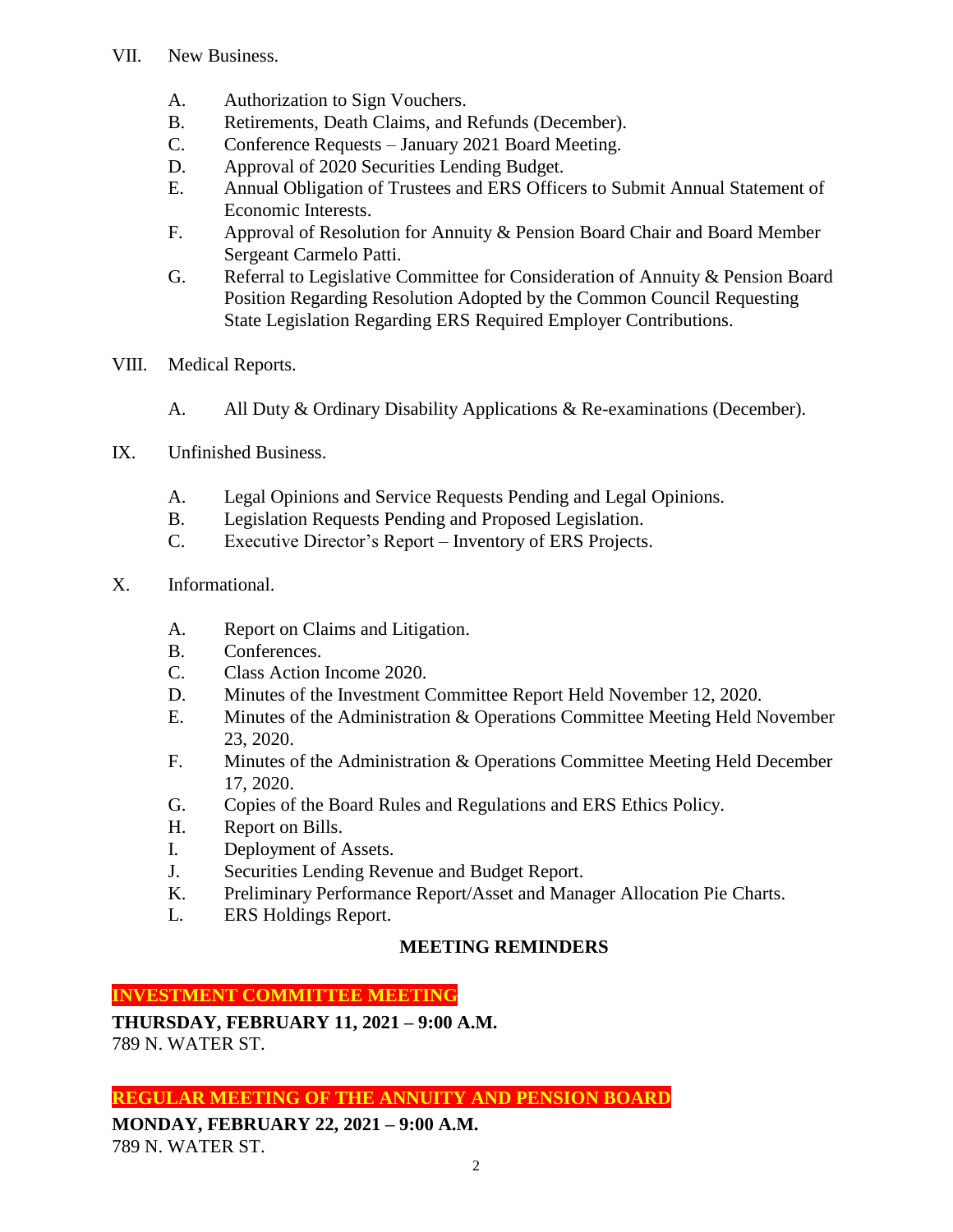VII. New Business.

A. Authorization to Sign Vouchers.
B. Retirements, Death Claims, and Refunds (December).
C. Conference Requests – January 2021 Board Meeting.
D. Approval of 2020 Securities Lending Budget.
E. Annual Obligation of Trustees and ERS Officers to Submit Annual Statement of Economic Interests.
F. Approval of Resolution for Annuity & Pension Board Chair and Board Member Sergeant Carmelo Patti.
G. Referral to Legislative Committee for Consideration of Annuity & Pension Board Position Regarding Resolution Adopted by the Common Council Requesting State Legislation Regarding ERS Required Employer Contributions.

VIII. Medical Reports.

A. All Duty & Ordinary Disability Applications & Re-examinations (December).

IX. Unfinished Business.

A. Legal Opinions and Service Requests Pending and Legal Opinions.
B. Legislation Requests Pending and Proposed Legislation.
C. Executive Director's Report – Inventory of ERS Projects.

X. Informational.

A. Report on Claims and Litigation.
B. Conferences.
C. Class Action Income 2020.
D. Minutes of the Investment Committee Report Held November 12, 2020.
E. Minutes of the Administration & Operations Committee Meeting Held November 23, 2020.
F. Minutes of the Administration & Operations Committee Meeting Held December 17, 2020.
G. Copies of the Board Rules and Regulations and ERS Ethics Policy.
H. Report on Bills.
I. Deployment of Assets.
J. Securities Lending Revenue and Budget Report.
K. Preliminary Performance Report/Asset and Manager Allocation Pie Charts.
L. ERS Holdings Report.

## MEETING REMINDERS

**INVESTMENT COMMITTEE MEETING**

**THURSDAY, FEBRUARY 11, 2021 – 9:00 A.M.**
789 N. WATER ST.

**REGULAR MEETING OF THE ANNUITY AND PENSION BOARD**

**MONDAY, FEBRUARY 22, 2021 – 9:00 A.M.**
789 N. WATER ST.